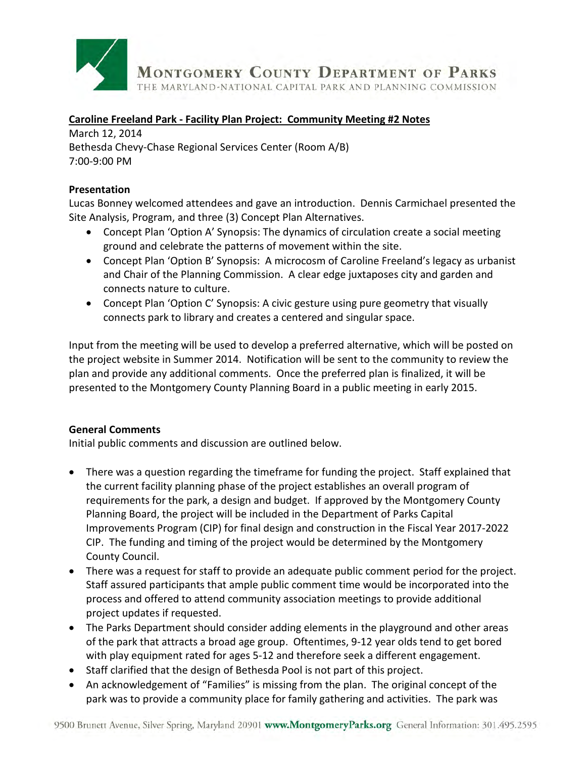**Caroline Freeland Park - Facility Plan Project: Community Meeting #2 Notes**

March 12, 2014
Bethesda Chevy-Chase Regional Services Center (Room A/B)
7:00-9:00 PM

**Presentation**

Lucas Bonney welcomed attendees and gave an introduction. Dennis Carmichael presented the Site Analysis, Program, and three (3) Concept Plan Alternatives.

- Concept Plan 'Option A' Synopsis: The dynamics of circulation create a social meeting ground and celebrate the patterns of movement within the site.
- Concept Plan 'Option B' Synopsis: A microcosm of Caroline Freeland's legacy as urbanist and Chair of the Planning Commission. A clear edge juxtaposes city and garden and connects nature to culture.
- Concept Plan 'Option C' Synopsis: A civic gesture using pure geometry that visually connects park to library and creates a centered and singular space.

Input from the meeting will be used to develop a preferred alternative, which will be posted on the project website in Summer 2014. Notification will be sent to the community to review the plan and provide any additional comments. Once the preferred plan is finalized, it will be presented to the Montgomery County Planning Board in a public meeting in early 2015.

**General Comments**

Initial public comments and discussion are outlined below.

- There was a question regarding the timeframe for funding the project. Staff explained that the current facility planning phase of the project establishes an overall program of requirements for the park, a design and budget. If approved by the Montgomery County Planning Board, the project will be included in the Department of Parks Capital Improvements Program (CIP) for final design and construction in the Fiscal Year 2017-2022 CIP. The funding and timing of the project would be determined by the Montgomery County Council.
- There was a request for staff to provide an adequate public comment period for the project. Staff assured participants that ample public comment time would be incorporated into the process and offered to attend community association meetings to provide additional project updates if requested.
- The Parks Department should consider adding elements in the playground and other areas of the park that attracts a broad age group. Oftentimes, 9-12 year olds tend to get bored with play equipment rated for ages 5-12 and therefore seek a different engagement.
- Staff clarified that the design of Bethesda Pool is not part of this project.
- An acknowledgement of "Families" is missing from the plan. The original concept of the park was to provide a community place for family gathering and activities. The park was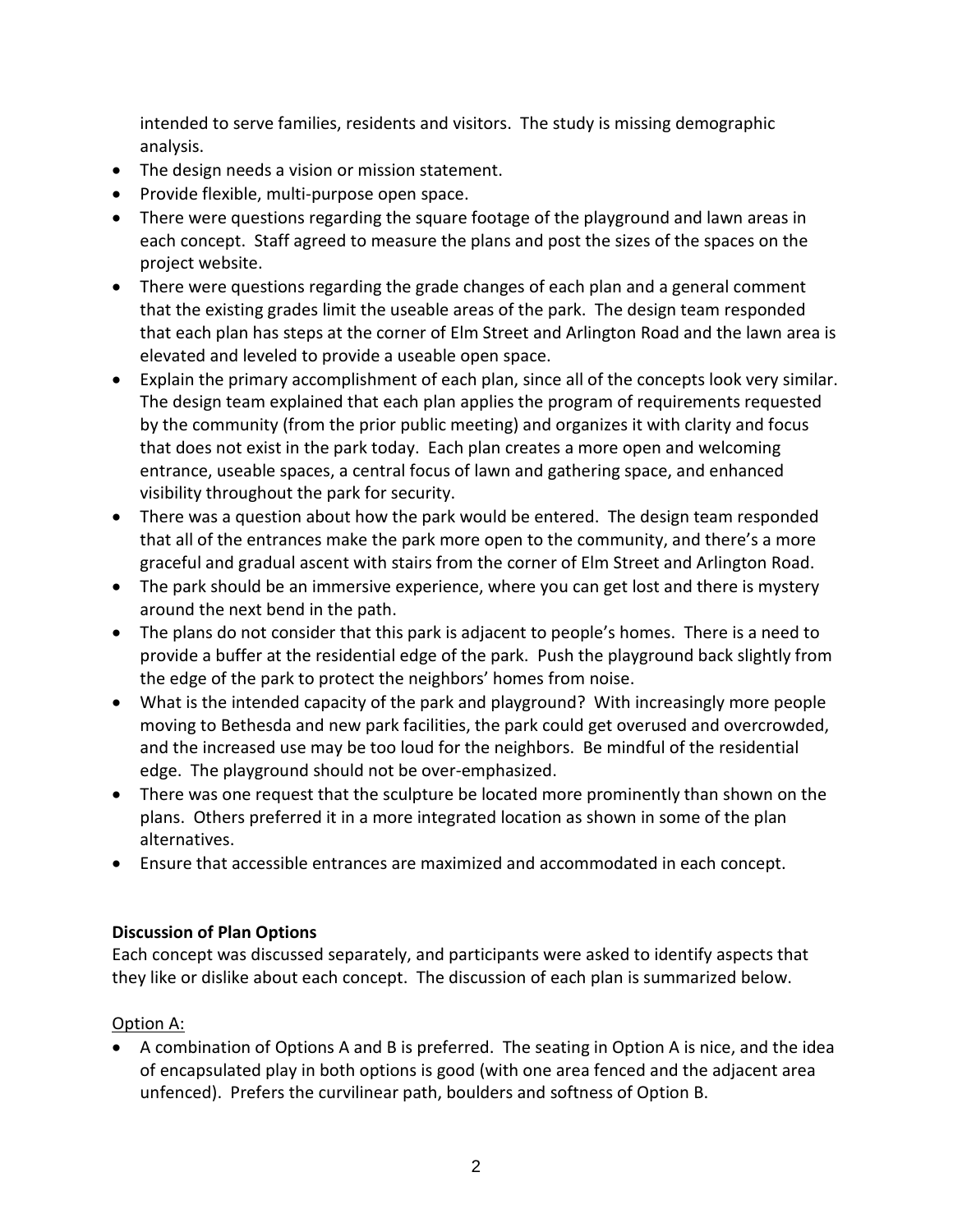intended to serve families, residents and visitors. The study is missing demographic analysis.

- The design needs a vision or mission statement.
- Provide flexible, multi-purpose open space.
- There were questions regarding the square footage of the playground and lawn areas in each concept. Staff agreed to measure the plans and post the sizes of the spaces on the project website.
- There were questions regarding the grade changes of each plan and a general comment that the existing grades limit the useable areas of the park. The design team responded that each plan has steps at the corner of Elm Street and Arlington Road and the lawn area is elevated and leveled to provide a useable open space.
- Explain the primary accomplishment of each plan, since all of the concepts look very similar. The design team explained that each plan applies the program of requirements requested by the community (from the prior public meeting) and organizes it with clarity and focus that does not exist in the park today. Each plan creates a more open and welcoming entrance, useable spaces, a central focus of lawn and gathering space, and enhanced visibility throughout the park for security.
- There was a question about how the park would be entered. The design team responded that all of the entrances make the park more open to the community, and there's a more graceful and gradual ascent with stairs from the corner of Elm Street and Arlington Road.
- The park should be an immersive experience, where you can get lost and there is mystery around the next bend in the path.
- The plans do not consider that this park is adjacent to people's homes. There is a need to provide a buffer at the residential edge of the park. Push the playground back slightly from the edge of the park to protect the neighbors' homes from noise.
- What is the intended capacity of the park and playground? With increasingly more people moving to Bethesda and new park facilities, the park could get overused and overcrowded, and the increased use may be too loud for the neighbors. Be mindful of the residential edge. The playground should not be over-emphasized.
- There was one request that the sculpture be located more prominently than shown on the plans. Others preferred it in a more integrated location as shown in some of the plan alternatives.
- Ensure that accessible entrances are maximized and accommodated in each concept.

**Discussion of Plan Options**

Each concept was discussed separately, and participants were asked to identify aspects that they like or dislike about each concept. The discussion of each plan is summarized below.

<u>Option A:</u>

- A combination of Options A and B is preferred. The seating in Option A is nice, and the idea of encapsulated play in both options is good (with one area fenced and the adjacent area unfenced). Prefers the curvilinear path, boulders and softness of Option B.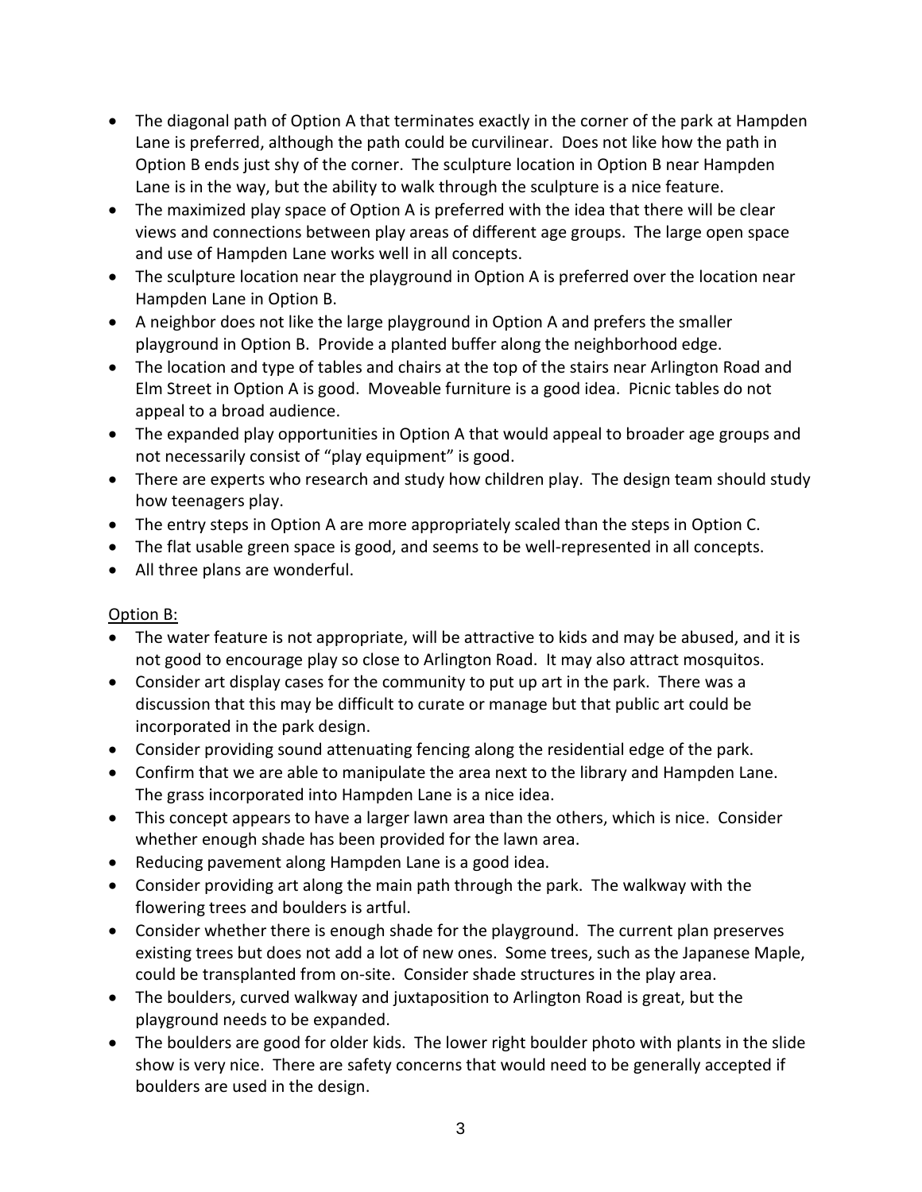- The diagonal path of Option A that terminates exactly in the corner of the park at Hampden Lane is preferred, although the path could be curvilinear. Does not like how the path in Option B ends just shy of the corner. The sculpture location in Option B near Hampden Lane is in the way, but the ability to walk through the sculpture is a nice feature.
- The maximized play space of Option A is preferred with the idea that there will be clear views and connections between play areas of different age groups. The large open space and use of Hampden Lane works well in all concepts.
- The sculpture location near the playground in Option A is preferred over the location near Hampden Lane in Option B.
- A neighbor does not like the large playground in Option A and prefers the smaller playground in Option B. Provide a planted buffer along the neighborhood edge.
- The location and type of tables and chairs at the top of the stairs near Arlington Road and Elm Street in Option A is good. Moveable furniture is a good idea. Picnic tables do not appeal to a broad audience.
- The expanded play opportunities in Option A that would appeal to broader age groups and not necessarily consist of "play equipment" is good.
- There are experts who research and study how children play. The design team should study how teenagers play.
- The entry steps in Option A are more appropriately scaled than the steps in Option C.
- The flat usable green space is good, and seems to be well-represented in all concepts.
- All three plans are wonderful.

<u>Option B:</u>

- The water feature is not appropriate, will be attractive to kids and may be abused, and it is not good to encourage play so close to Arlington Road. It may also attract mosquitos.
- Consider art display cases for the community to put up art in the park. There was a discussion that this may be difficult to curate or manage but that public art could be incorporated in the park design.
- Consider providing sound attenuating fencing along the residential edge of the park.
- Confirm that we are able to manipulate the area next to the library and Hampden Lane. The grass incorporated into Hampden Lane is a nice idea.
- This concept appears to have a larger lawn area than the others, which is nice. Consider whether enough shade has been provided for the lawn area.
- Reducing pavement along Hampden Lane is a good idea.
- Consider providing art along the main path through the park. The walkway with the flowering trees and boulders is artful.
- Consider whether there is enough shade for the playground. The current plan preserves existing trees but does not add a lot of new ones. Some trees, such as the Japanese Maple, could be transplanted from on-site. Consider shade structures in the play area.
- The boulders, curved walkway and juxtaposition to Arlington Road is great, but the playground needs to be expanded.
- The boulders are good for older kids. The lower right boulder photo with plants in the slide show is very nice. There are safety concerns that would need to be generally accepted if boulders are used in the design.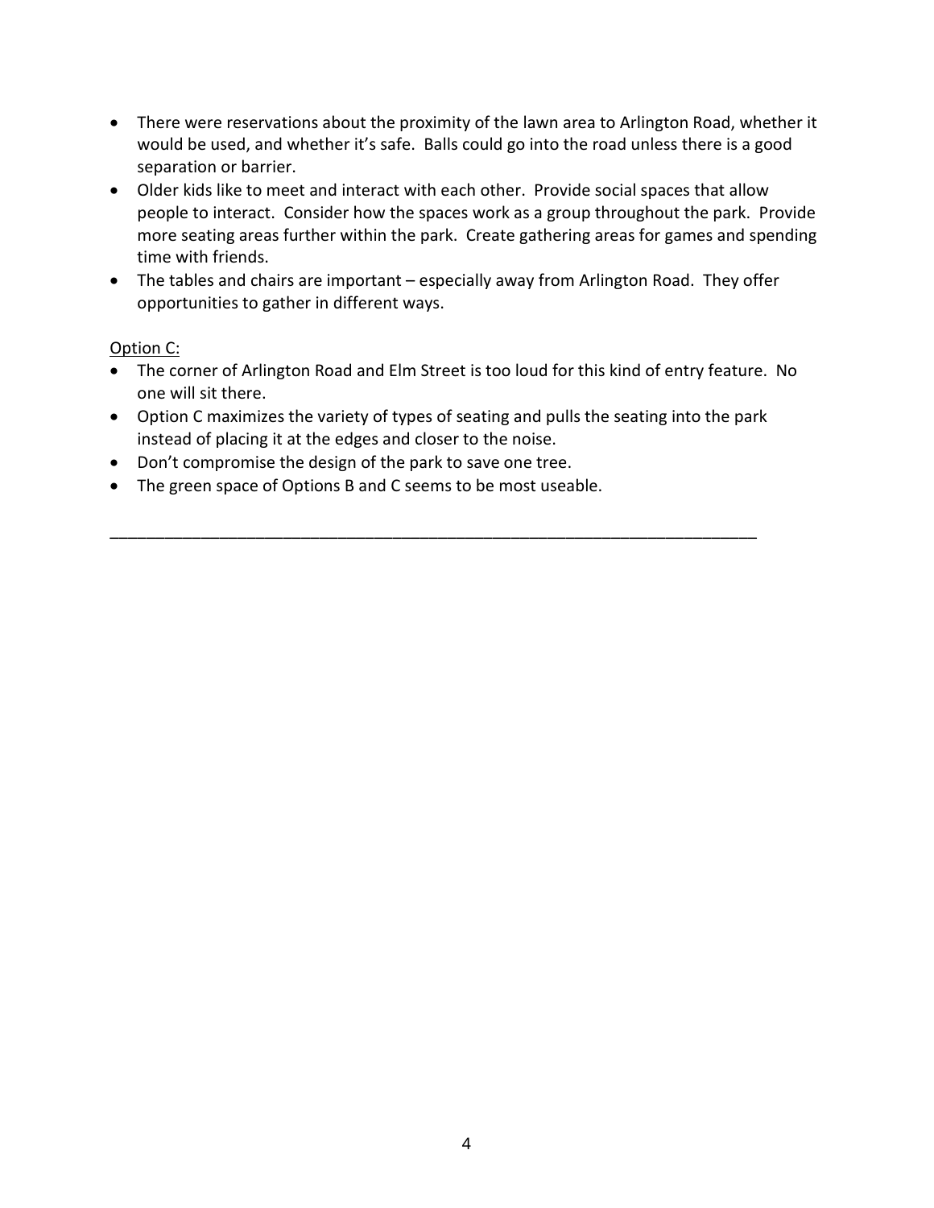- There were reservations about the proximity of the lawn area to Arlington Road, whether it would be used, and whether it's safe. Balls could go into the road unless there is a good separation or barrier.
- Older kids like to meet and interact with each other. Provide social spaces that allow people to interact. Consider how the spaces work as a group throughout the park. Provide more seating areas further within the park. Create gathering areas for games and spending time with friends.
- The tables and chairs are important – especially away from Arlington Road. They offer opportunities to gather in different ways.

Option C:

- The corner of Arlington Road and Elm Street is too loud for this kind of entry feature. No one will sit there.
- Option C maximizes the variety of types of seating and pulls the seating into the park instead of placing it at the edges and closer to the noise.
- Don't compromise the design of the park to save one tree.
- The green space of Options B and C seems to be most useable.

---